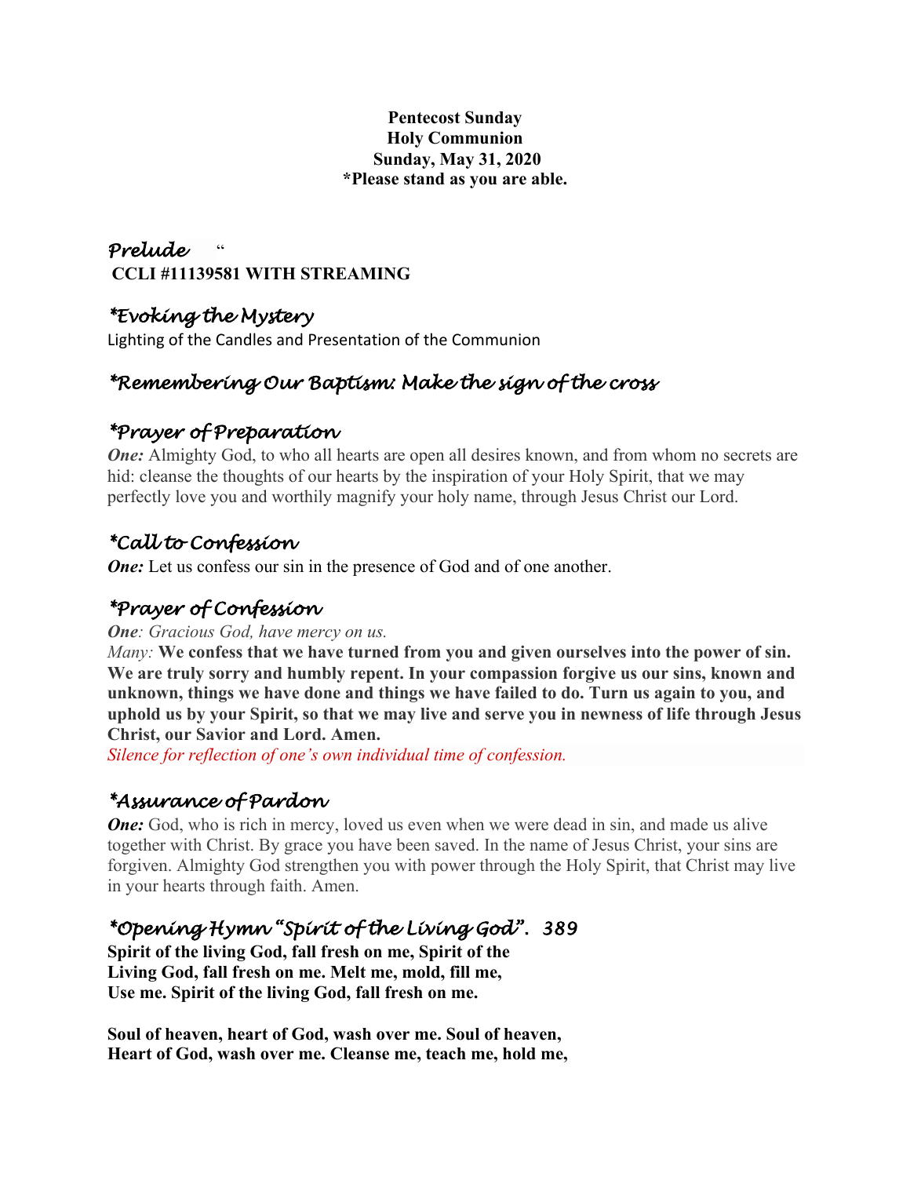**Pentecost Sunday**
**Holy Communion**
**Sunday, May 31, 2020**
***Please stand as you are able.**

## *Prelude* "

**CCLI #11139581 WITH STREAMING**

## **Evoking the Mystery*

Lighting of the Candles and Presentation of the Communion

## **Remembering Our Baptism: Make the sign of the cross*

## **Prayer of Preparation*

***One:*** Almighty God, to who all hearts are open all desires known, and from whom no secrets are hid: cleanse the thoughts of our hearts by the inspiration of your Holy Spirit, that we may perfectly love you and worthily magnify your holy name, through Jesus Christ our Lord.

## **Call to Confession*

***One:*** Let us confess our sin in the presence of God and of one another.

## **Prayer of Confession*

***One**: Gracious God, have mercy on us.*

*Many:* **We confess that we have turned from you and given ourselves into the power of sin. We are truly sorry and humbly repent. In your compassion forgive us our sins, known and unknown, things we have done and things we have failed to do. Turn us again to you, and uphold us by your Spirit, so that we may live and serve you in newness of life through Jesus Christ, our Savior and Lord. Amen.**

*Silence for reflection of one's own individual time of confession.*

## **Assurance of Pardon*

***One:*** God, who is rich in mercy, loved us even when we were dead in sin, and made us alive together with Christ. By grace you have been saved. In the name of Jesus Christ, your sins are forgiven. Almighty God strengthen you with power through the Holy Spirit, that Christ may live in your hearts through faith. Amen.

## **Opening Hymn "Spirit of the Living God". 389*

**Spirit of the living God, fall fresh on me, Spirit of the Living God, fall fresh on me. Melt me, mold, fill me, Use me. Spirit of the living God, fall fresh on me.**

**Soul of heaven, heart of God, wash over me. Soul of heaven, Heart of God, wash over me. Cleanse me, teach me, hold me,**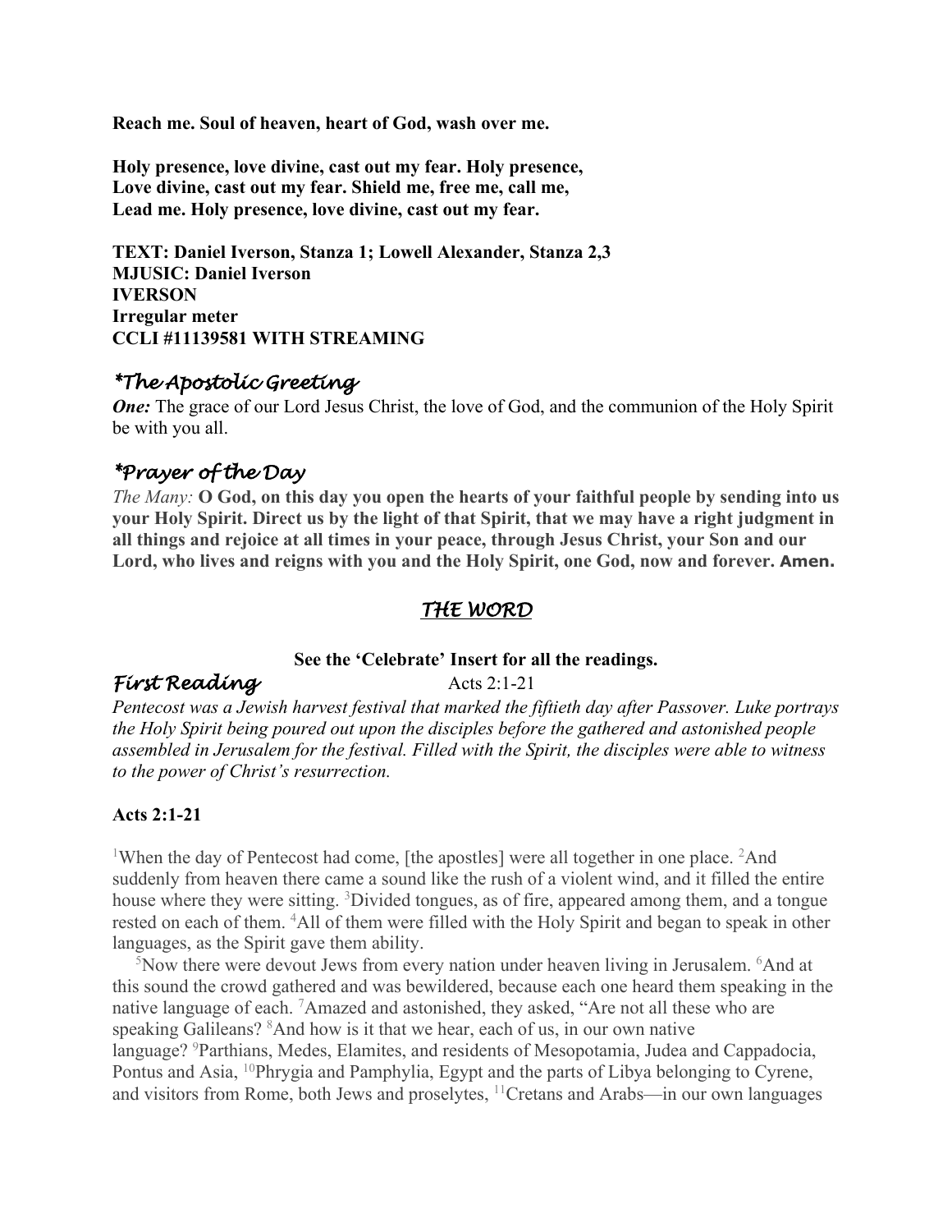**Reach me. Soul of heaven, heart of God, wash over me.**

**Holy presence, love divine, cast out my fear. Holy presence, Love divine, cast out my fear. Shield me, free me, call me, Lead me. Holy presence, love divine, cast out my fear.**

**TEXT: Daniel Iverson, Stanza 1; Lowell Alexander, Stanza 2,3**
**MJUSIC: Daniel Iverson**
**IVERSON**
**Irregular meter**
**CCLI #11139581 WITH STREAMING**

## *\*The Apostolic Greeting*

***One:*** The grace of our Lord Jesus Christ, the love of God, and the communion of the Holy Spirit be with you all.

## *\*Prayer of the Day*

*The Many:* **O God, on this day you open the hearts of your faithful people by sending into us your Holy Spirit. Direct us by the light of that Spirit, that we may have a right judgment in all things and rejoice at all times in your peace, through Jesus Christ, your Son and our Lord, who lives and reigns with you and the Holy Spirit, one God, now and forever. Amen.**

# *THE WORD*

**See the 'Celebrate' Insert for all the readings.**

## *First Reading* Acts 2:1-21

***Pentecost was a Jewish harvest festival that marked the fiftieth day after Passover. Luke portrays the Holy Spirit being poured out upon the disciples before the gathered and astonished people assembled in Jerusalem for the festival. Filled with the Spirit, the disciples were able to witness to the power of Christ's resurrection.***

**Acts 2:1-21**

[1]When the day of Pentecost had come, [the apostles] were all together in one place. [2]And suddenly from heaven there came a sound like the rush of a violent wind, and it filled the entire house where they were sitting. [3]Divided tongues, as of fire, appeared among them, and a tongue rested on each of them. [4]All of them were filled with the Holy Spirit and began to speak in other languages, as the Spirit gave them ability.

[5]Now there were devout Jews from every nation under heaven living in Jerusalem. [6]And at this sound the crowd gathered and was bewildered, because each one heard them speaking in the native language of each. [7]Amazed and astonished, they asked, "Are not all these who are speaking Galileans? [8]And how is it that we hear, each of us, in our own native language? [9]Parthians, Medes, Elamites, and residents of Mesopotamia, Judea and Cappadocia, Pontus and Asia, [10]Phrygia and Pamphylia, Egypt and the parts of Libya belonging to Cyrene, and visitors from Rome, both Jews and proselytes, [11]Cretans and Arabs—in our own languages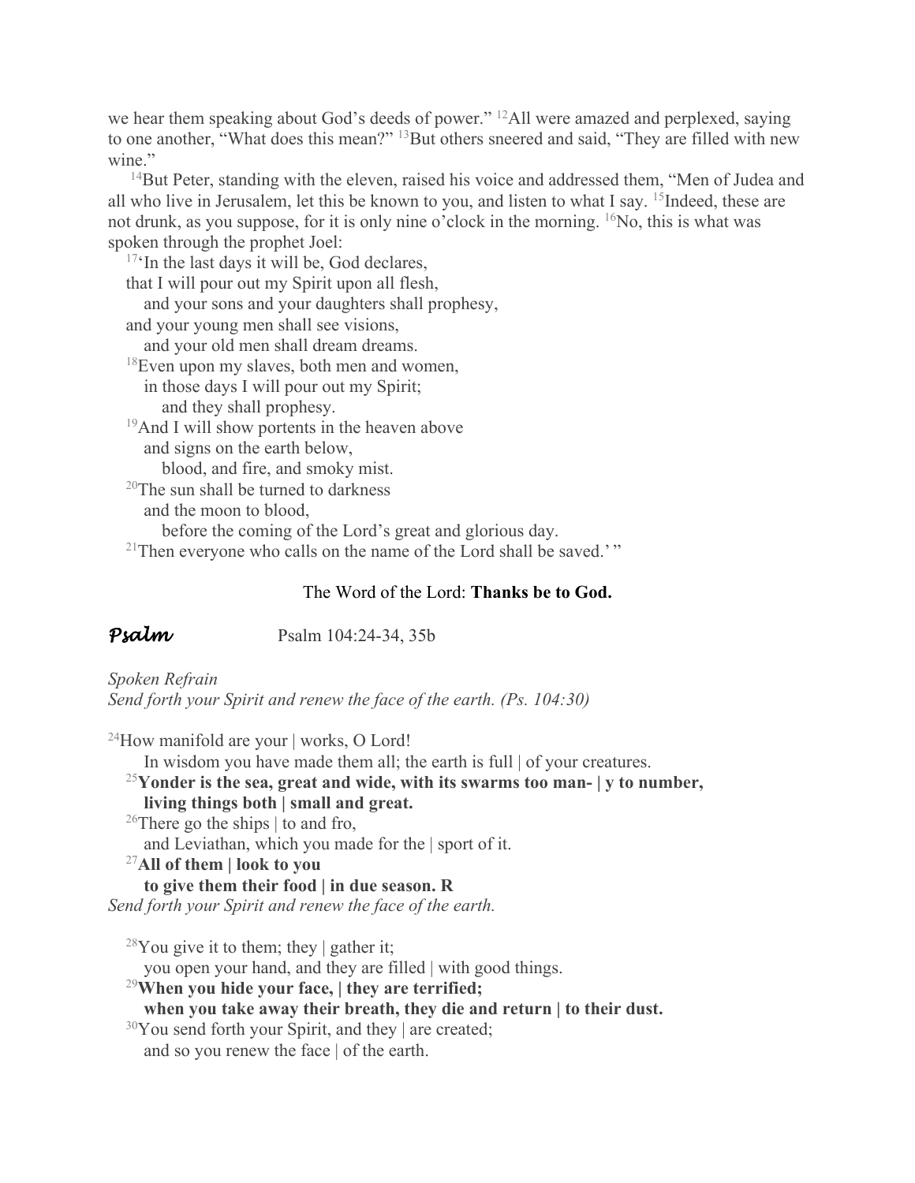we hear them speaking about God's deeds of power." [12]All were amazed and perplexed, saying to one another, "What does this mean?" [13]But others sneered and said, "They are filled with new wine."

[14]But Peter, standing with the eleven, raised his voice and addressed them, "Men of Judea and all who live in Jerusalem, let this be known to you, and listen to what I say. [15]Indeed, these are not drunk, as you suppose, for it is only nine o'clock in the morning. [16]No, this is what was spoken through the prophet Joel:

[17]'In the last days it will be, God declares,
that I will pour out my Spirit upon all flesh,
and your sons and your daughters shall prophesy,
and your young men shall see visions,
and your old men shall dream dreams.
[18]Even upon my slaves, both men and women,
in those days I will pour out my Spirit;
and they shall prophesy.
[19]And I will show portents in the heaven above
and signs on the earth below,
blood, and fire, and smoky mist.
[20]The sun shall be turned to darkness
and the moon to blood,
before the coming of the Lord's great and glorious day.
[21]Then everyone who calls on the name of the Lord shall be saved.' "

The Word of the Lord: **Thanks be to God.**

## *Psalm* Psalm 104:24-34, 35b

*Spoken Refrain*
*Send forth your Spirit and renew the face of the earth. (Ps. 104:30)*

[24]How manifold are your | works, O Lord!
In wisdom you have made them all; the earth is full | of your creatures.
[25]**Yonder is the sea, great and wide, with its swarms too man- | y to number,**
**living things both | small and great.**
[26]There go the ships | to and fro,
and Leviathan, which you made for the | sport of it.
[27]**All of them | look to you**
**to give them their food | in due season. R**
*Send forth your Spirit and renew the face of the earth.*

[28]You give it to them; they | gather it;
you open your hand, and they are filled | with good things.
[29]**When you hide your face, | they are terrified;**
**when you take away their breath, they die and return | to their dust.**
[30]You send forth your Spirit, and they | are created;
and so you renew the face | of the earth.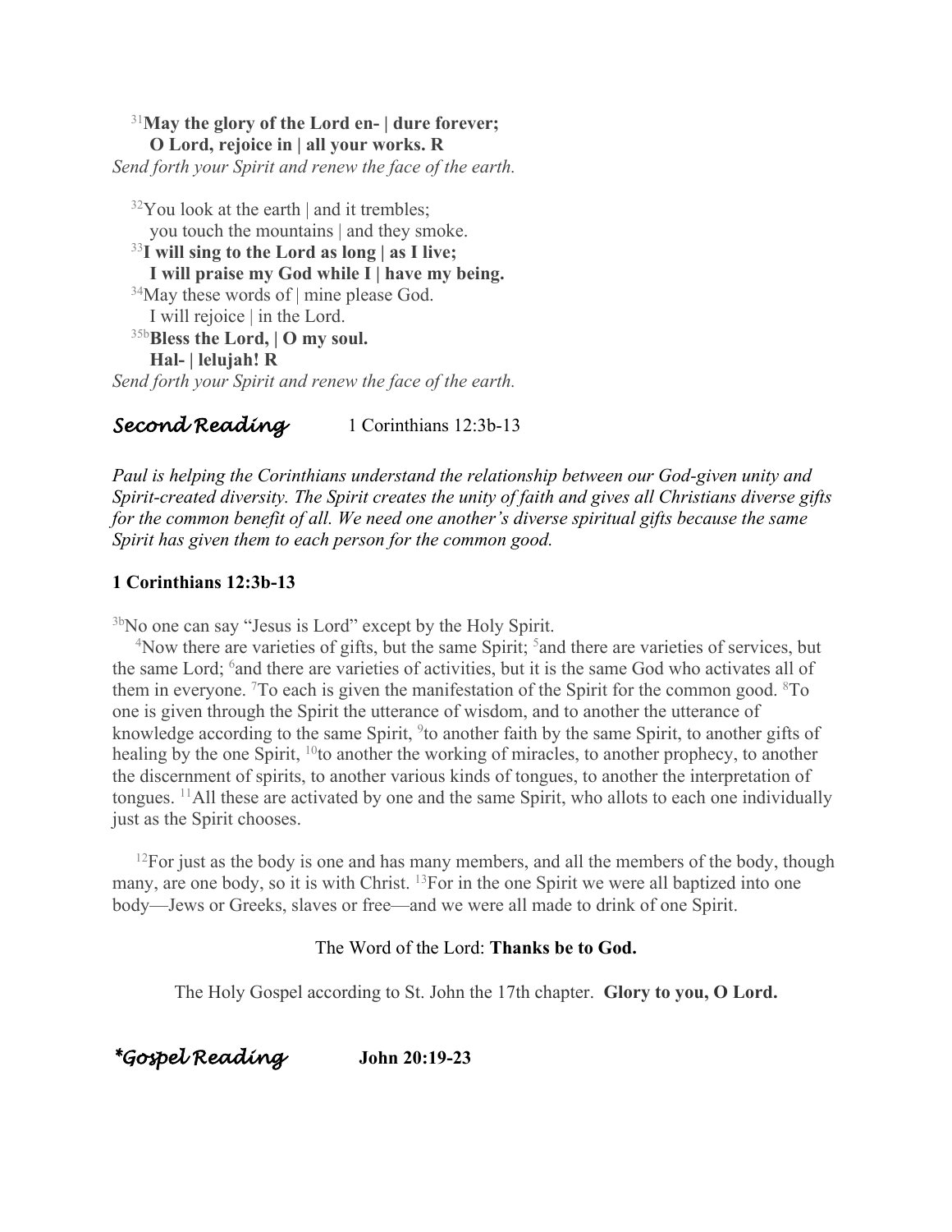[31]**May the glory of the Lord en- | dure forever;**
**O Lord, rejoice in | all your works. R**

*Send forth your Spirit and renew the face of the earth.*

[32]You look at the earth | and it trembles;
you touch the mountains | and they smoke.
[33]**I will sing to the Lord as long | as I live;**
**I will praise my God while I | have my being.**
[34]May these words of | mine please God.
I will rejoice | in the Lord.
[35b]**Bless the Lord, | O my soul.**
**Hal- | lelujah! R**

*Send forth your Spirit and renew the face of the earth.*

## *Second Reading* 1 Corinthians 12:3b-13

*Paul is helping the Corinthians understand the relationship between our God-given unity and Spirit-created diversity. The Spirit creates the unity of faith and gives all Christians diverse gifts for the common benefit of all. We need one another's diverse spiritual gifts because the same Spirit has given them to each person for the common good.*

**1 Corinthians 12:3b-13**

[3b]No one can say "Jesus is Lord" except by the Holy Spirit.

[4]Now there are varieties of gifts, but the same Spirit; [5]and there are varieties of services, but the same Lord; [6]and there are varieties of activities, but it is the same God who activates all of them in everyone. [7]To each is given the manifestation of the Spirit for the common good. [8]To one is given through the Spirit the utterance of wisdom, and to another the utterance of knowledge according to the same Spirit, [9]to another faith by the same Spirit, to another gifts of healing by the one Spirit, [10]to another the working of miracles, to another prophecy, to another the discernment of spirits, to another various kinds of tongues, to another the interpretation of tongues. [11]All these are activated by one and the same Spirit, who allots to each one individually just as the Spirit chooses.

[12]For just as the body is one and has many members, and all the members of the body, though many, are one body, so it is with Christ. [13]For in the one Spirit we were all baptized into one body—Jews or Greeks, slaves or free—and we were all made to drink of one Spirit.

The Word of the Lord: **Thanks be to God.**

The Holy Gospel according to St. John the 17th chapter. **Glory to you, O Lord.**

## *\*Gospel Reading* **John 20:19-23**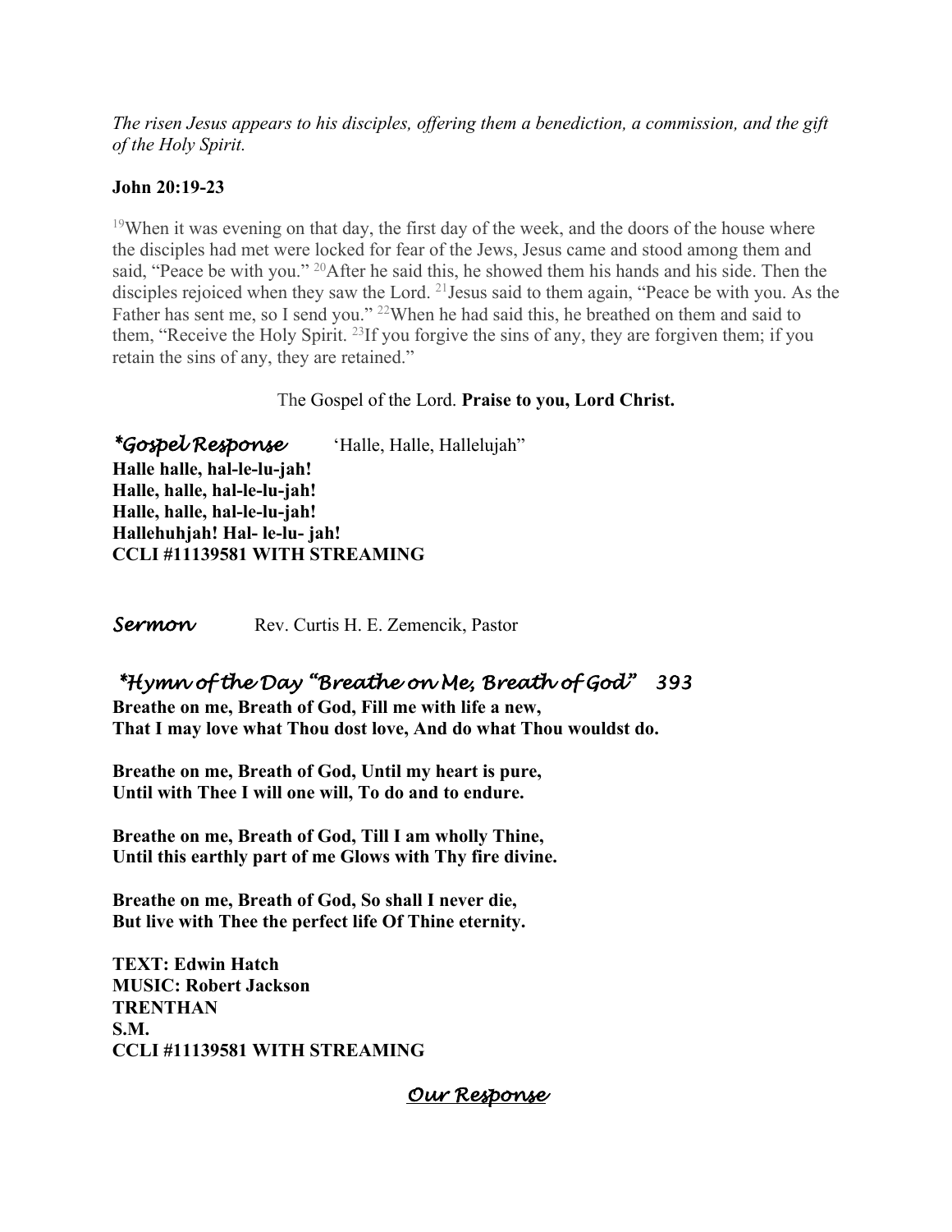*The risen Jesus appears to his disciples, offering them a benediction, a commission, and the gift of the Holy Spirit.*

**John 20:19-23**

[19]When it was evening on that day, the first day of the week, and the doors of the house where the disciples had met were locked for fear of the Jews, Jesus came and stood among them and said, "Peace be with you." [20]After he said this, he showed them his hands and his side. Then the disciples rejoiced when they saw the Lord. [21]Jesus said to them again, "Peace be with you. As the Father has sent me, so I send you." [22]When he had said this, he breathed on them and said to them, "Receive the Holy Spirit. [23]If you forgive the sins of any, they are forgiven them; if you retain the sins of any, they are retained."

The Gospel of the Lord. **Praise to you, Lord Christ.**

***\*Gospel Response*** 'Halle, Halle, Hallelujah"

**Halle halle, hal-le-lu-jah!**
**Halle, halle, hal-le-lu-jah!**
**Halle, halle, hal-le-lu-jah!**
**Hallehuhjah! Hal- le-lu- jah!**
**CCLI #11139581 WITH STREAMING**

***Sermon*** Rev. Curtis H. E. Zemencik, Pastor

***\*Hymn of the Day "Breathe on Me, Breath of God" 393***

**Breathe on me, Breath of God, Fill me with life a new,**
**That I may love what Thou dost love, And do what Thou wouldst do.**

**Breathe on me, Breath of God, Until my heart is pure,**
**Until with Thee I will one will, To do and to endure.**

**Breathe on me, Breath of God, Till I am wholly Thine,**
**Until this earthly part of me Glows with Thy fire divine.**

**Breathe on me, Breath of God, So shall I never die,**
**But live with Thee the perfect life Of Thine eternity.**

**TEXT: Edwin Hatch**
**MUSIC: Robert Jackson**
**TRENTHAN**
**S.M.**
**CCLI #11139581 WITH STREAMING**

## *Our Response*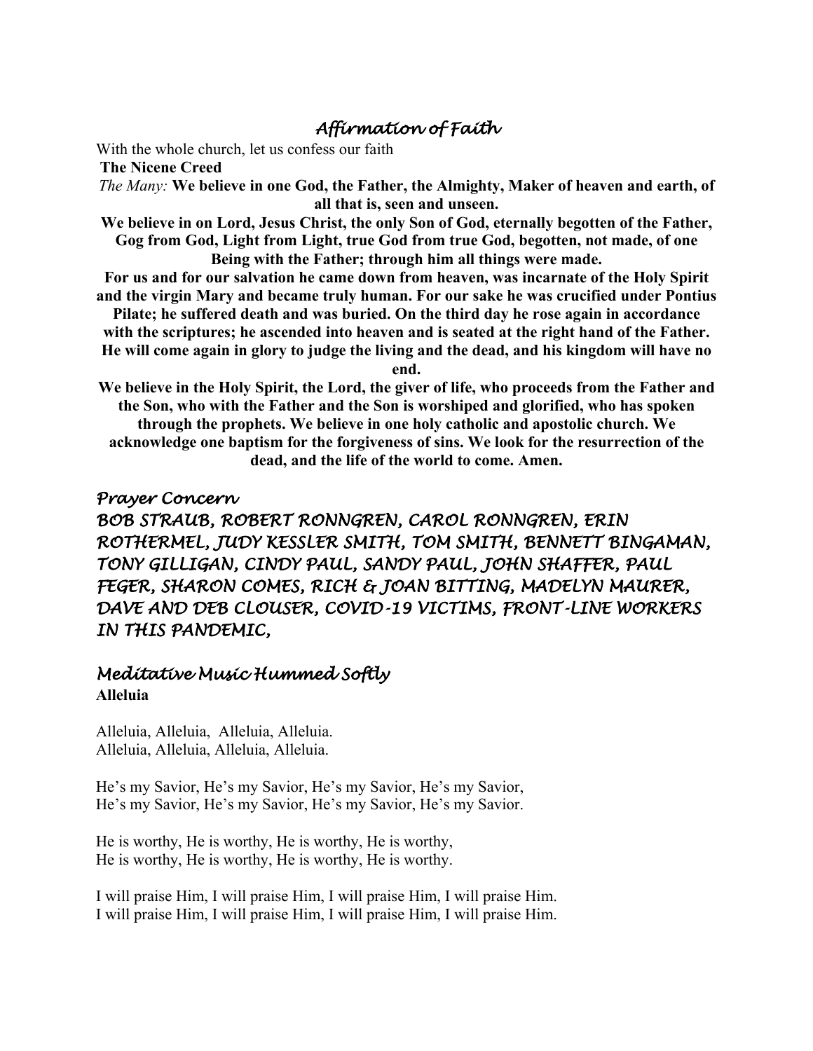## *Affirmation of Faith*

With the whole church, let us confess our faith

**The Nicene Creed**

*The Many:* **We believe in one God, the Father, the Almighty, Maker of heaven and earth, of all that is, seen and unseen.**

**We believe in on Lord, Jesus Christ, the only Son of God, eternally begotten of the Father, Gog from God, Light from Light, true God from true God, begotten, not made, of one Being with the Father; through him all things were made.**

**For us and for our salvation he came down from heaven, was incarnate of the Holy Spirit and the virgin Mary and became truly human. For our sake he was crucified under Pontius Pilate; he suffered death and was buried. On the third day he rose again in accordance with the scriptures; he ascended into heaven and is seated at the right hand of the Father. He will come again in glory to judge the living and the dead, and his kingdom will have no end.**

**We believe in the Holy Spirit, the Lord, the giver of life, who proceeds from the Father and the Son, who with the Father and the Son is worshiped and glorified, who has spoken through the prophets. We believe in one holy catholic and apostolic church. We acknowledge one baptism for the forgiveness of sins. We look for the resurrection of the dead, and the life of the world to come. Amen.**

## *Prayer Concern*

*BOB STRAUB, ROBERT RONNGREN, CAROL RONNGREN, ERIN ROTHERMEL, JUDY KESSLER SMITH, TOM SMITH, BENNETT BINGAMAN, TONY GILLIGAN, CINDY PAUL, SANDY PAUL, JOHN SHAFFER, PAUL FEGER, SHARON COMES, RICH & JOAN BITTING, MADELYN MAURER, DAVE AND DEB CLOUSER, COVID-19 VICTIMS, FRONT-LINE WORKERS IN THIS PANDEMIC,*

## *Meditative Music Hummed Softly*

**Alleluia**

Alleluia, Alleluia, Alleluia, Alleluia.
Alleluia, Alleluia, Alleluia, Alleluia.

He's my Savior, He's my Savior, He's my Savior, He's my Savior,
He's my Savior, He's my Savior, He's my Savior, He's my Savior.

He is worthy, He is worthy, He is worthy, He is worthy,
He is worthy, He is worthy, He is worthy, He is worthy.

I will praise Him, I will praise Him, I will praise Him, I will praise Him.
I will praise Him, I will praise Him, I will praise Him, I will praise Him.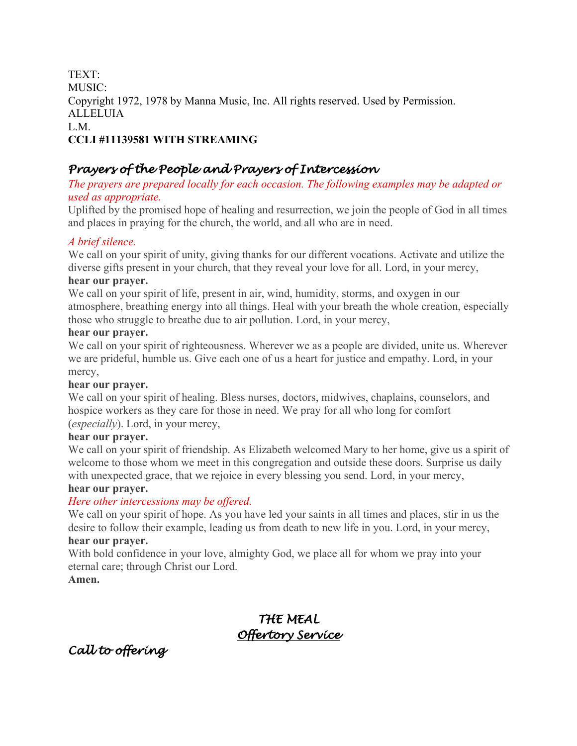TEXT:
MUSIC:
Copyright 1972, 1978 by Manna Music, Inc. All rights reserved. Used by Permission.
ALLELUIA
L.M.
**CCLI #11139581 WITH STREAMING**

## *Prayers of the People and Prayers of Intercession*

*The prayers are prepared locally for each occasion. The following examples may be adapted or used as appropriate.*

Uplifted by the promised hope of healing and resurrection, we join the people of God in all times and places in praying for the church, the world, and all who are in need.

*A brief silence.*

We call on your spirit of unity, giving thanks for our different vocations. Activate and utilize the diverse gifts present in your church, that they reveal your love for all. Lord, in your mercy,
**hear our prayer.**

We call on your spirit of life, present in air, wind, humidity, storms, and oxygen in our atmosphere, breathing energy into all things. Heal with your breath the whole creation, especially those who struggle to breathe due to air pollution. Lord, in your mercy,
**hear our prayer.**

We call on your spirit of righteousness. Wherever we as a people are divided, unite us. Wherever we are prideful, humble us. Give each one of us a heart for justice and empathy. Lord, in your mercy,
**hear our prayer.**

We call on your spirit of healing. Bless nurses, doctors, midwives, chaplains, counselors, and hospice workers as they care for those in need. We pray for all who long for comfort (*especially*). Lord, in your mercy,
**hear our prayer.**

We call on your spirit of friendship. As Elizabeth welcomed Mary to her home, give us a spirit of welcome to those whom we meet in this congregation and outside these doors. Surprise us daily with unexpected grace, that we rejoice in every blessing you send. Lord, in your mercy,
**hear our prayer.**

*Here other intercessions may be offered.*

We call on your spirit of hope. As you have led your saints in all times and places, stir in us the desire to follow their example, leading us from death to new life in you. Lord, in your mercy,
**hear our prayer.**

With bold confidence in your love, almighty God, we place all for whom we pray into your eternal care; through Christ our Lord.
**Amen.**

# *THE MEAL*

## *Offertory Service*

## *Call to offering*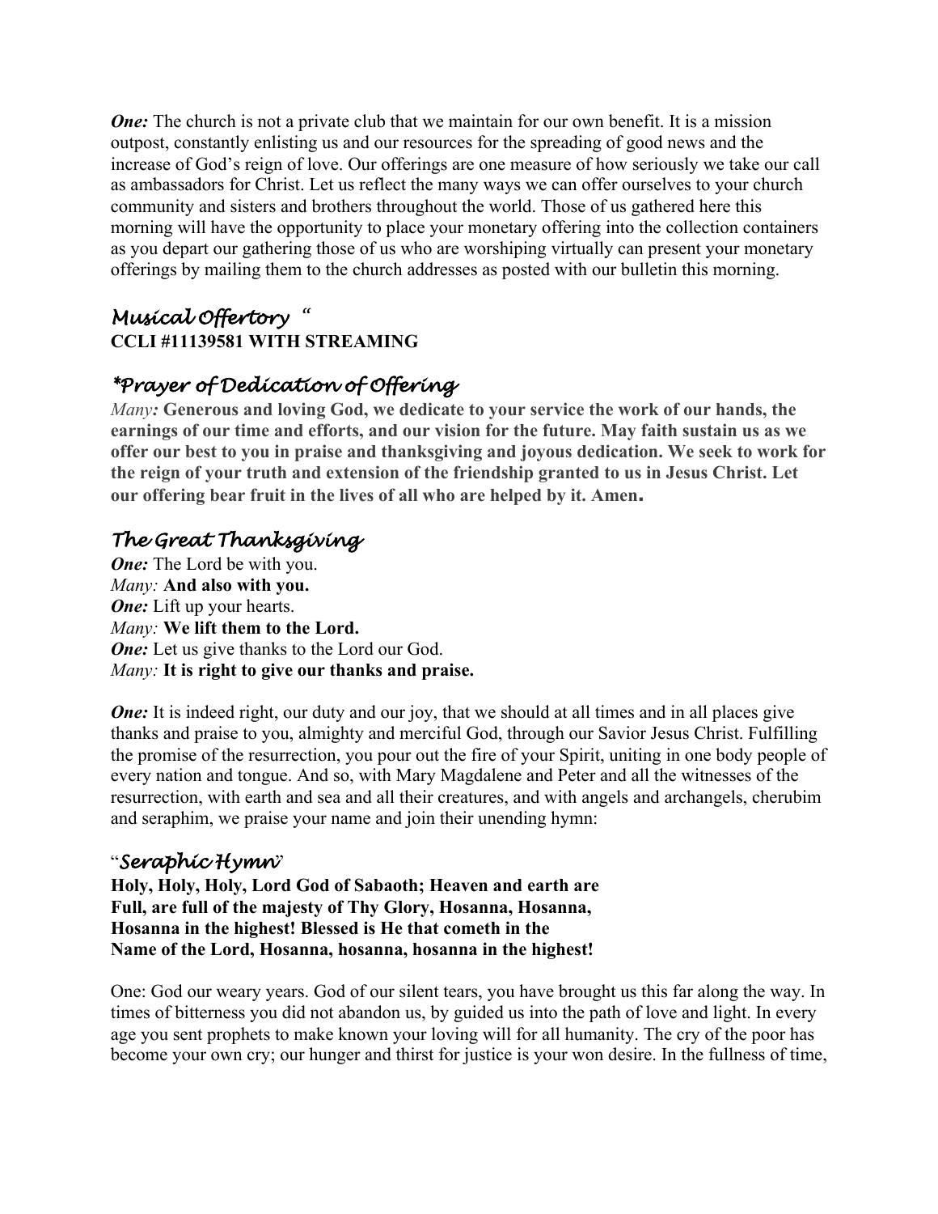***One:*** The church is not a private club that we maintain for our own benefit. It is a mission outpost, constantly enlisting us and our resources for the spreading of good news and the increase of God's reign of love. Our offerings are one measure of how seriously we take our call as ambassadors for Christ. Let us reflect the many ways we can offer ourselves to your church community and sisters and brothers throughout the world. Those of us gathered here this morning will have the opportunity to place your monetary offering into the collection containers as you depart our gathering those of us who are worshiping virtually can present your monetary offerings by mailing them to the church addresses as posted with our bulletin this morning.

## *Musical Offertory "*

**CCLI #11139581 WITH STREAMING**

## *\*Prayer of Dedication of Offering*

*Many:* **Generous and loving God, we dedicate to your service the work of our hands, the earnings of our time and efforts, and our vision for the future. May faith sustain us as we offer our best to you in praise and thanksgiving and joyous dedication. We seek to work for the reign of your truth and extension of the friendship granted to us in Jesus Christ. Let our offering bear fruit in the lives of all who are helped by it. Amen.**

## *The Great Thanksgiving*

***One:*** The Lord be with you.
*Many:* **And also with you.**
***One:*** Lift up your hearts.
*Many:* **We lift them to the Lord.**
***One:*** Let us give thanks to the Lord our God.
*Many:* **It is right to give our thanks and praise.**

***One:*** It is indeed right, our duty and our joy, that we should at all times and in all places give thanks and praise to you, almighty and merciful God, through our Savior Jesus Christ. Fulfilling the promise of the resurrection, you pour out the fire of your Spirit, uniting in one body people of every nation and tongue. And so, with Mary Magdalene and Peter and all the witnesses of the resurrection, with earth and sea and all their creatures, and with angels and archangels, cherubim and seraphim, we praise your name and join their unending hymn:

## "*Seraphic Hymn*"

**Holy, Holy, Holy, Lord God of Sabaoth; Heaven and earth are Full, are full of the majesty of Thy Glory, Hosanna, Hosanna, Hosanna in the highest! Blessed is He that cometh in the Name of the Lord, Hosanna, hosanna, hosanna in the highest!**

One: God our weary years. God of our silent tears, you have brought us this far along the way. In times of bitterness you did not abandon us, by guided us into the path of love and light. In every age you sent prophets to make known your loving will for all humanity. The cry of the poor has become your own cry; our hunger and thirst for justice is your won desire. In the fullness of time,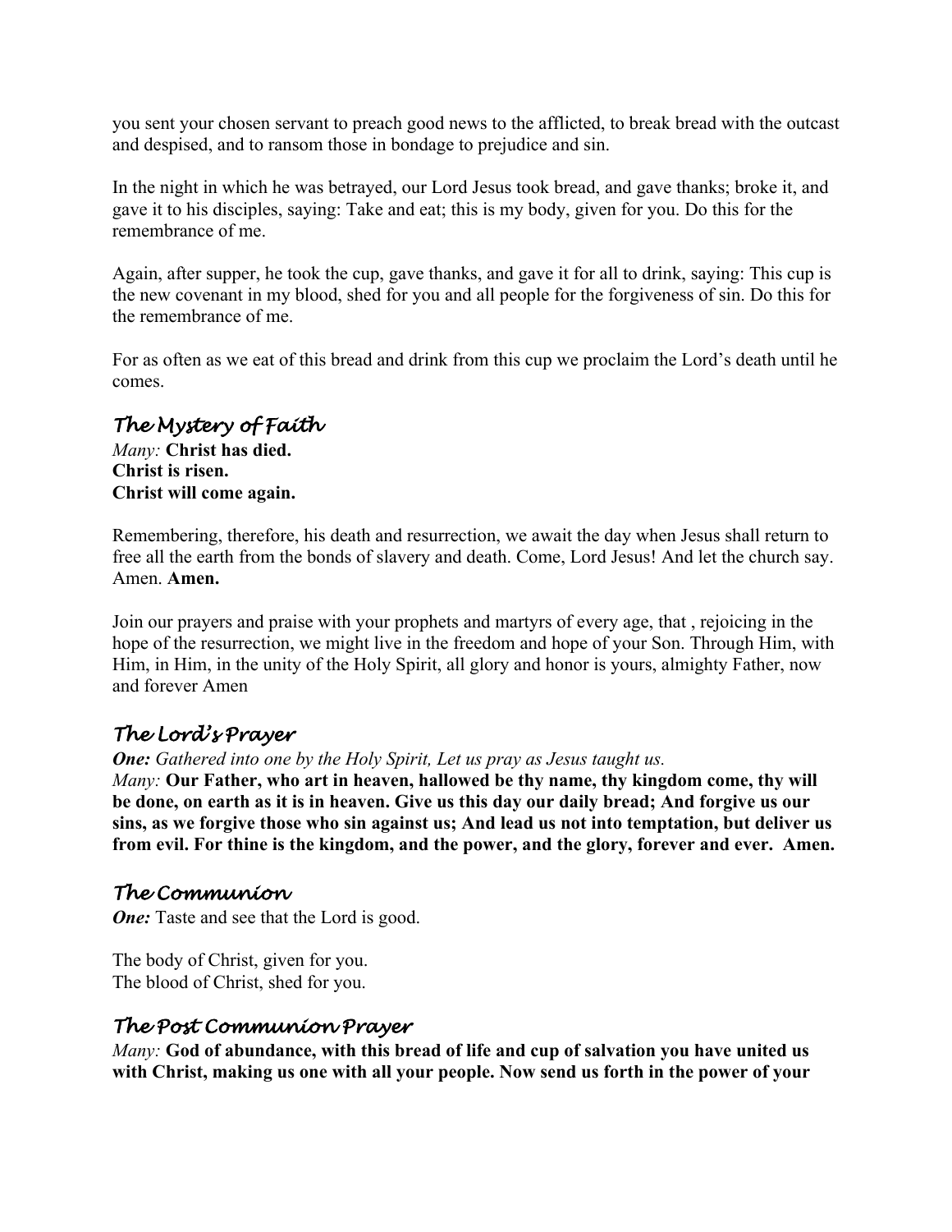you sent your chosen servant to preach good news to the afflicted, to break bread with the outcast and despised, and to ransom those in bondage to prejudice and sin.

In the night in which he was betrayed, our Lord Jesus took bread, and gave thanks; broke it, and gave it to his disciples, saying: Take and eat; this is my body, given for you. Do this for the remembrance of me.

Again, after supper, he took the cup, gave thanks, and gave it for all to drink, saying: This cup is the new covenant in my blood, shed for you and all people for the forgiveness of sin. Do this for the remembrance of me.

For as often as we eat of this bread and drink from this cup we proclaim the Lord's death until he comes.

## *The Mystery of Faith*

*Many:* **Christ has died.**
**Christ is risen.**
**Christ will come again.**

Remembering, therefore, his death and resurrection, we await the day when Jesus shall return to free all the earth from the bonds of slavery and death. Come, Lord Jesus! And let the church say. Amen. **Amen.**

Join our prayers and praise with your prophets and martyrs of every age, that , rejoicing in the hope of the resurrection, we might live in the freedom and hope of your Son. Through Him, with Him, in Him, in the unity of the Holy Spirit, all glory and honor is yours, almighty Father, now and forever Amen

## *The Lord's Prayer*

***One:*** *Gathered into one by the Holy Spirit, Let us pray as Jesus taught us.*
*Many:* **Our Father, who art in heaven, hallowed be thy name, thy kingdom come, thy will be done, on earth as it is in heaven. Give us this day our daily bread; And forgive us our sins, as we forgive those who sin against us; And lead us not into temptation, but deliver us from evil. For thine is the kingdom, and the power, and the glory, forever and ever. Amen.**

## *The Communion*

***One:*** Taste and see that the Lord is good.

The body of Christ, given for you.
The blood of Christ, shed for you.

## *The Post Communion Prayer*

*Many:* **God of abundance, with this bread of life and cup of salvation you have united us with Christ, making us one with all your people. Now send us forth in the power of your**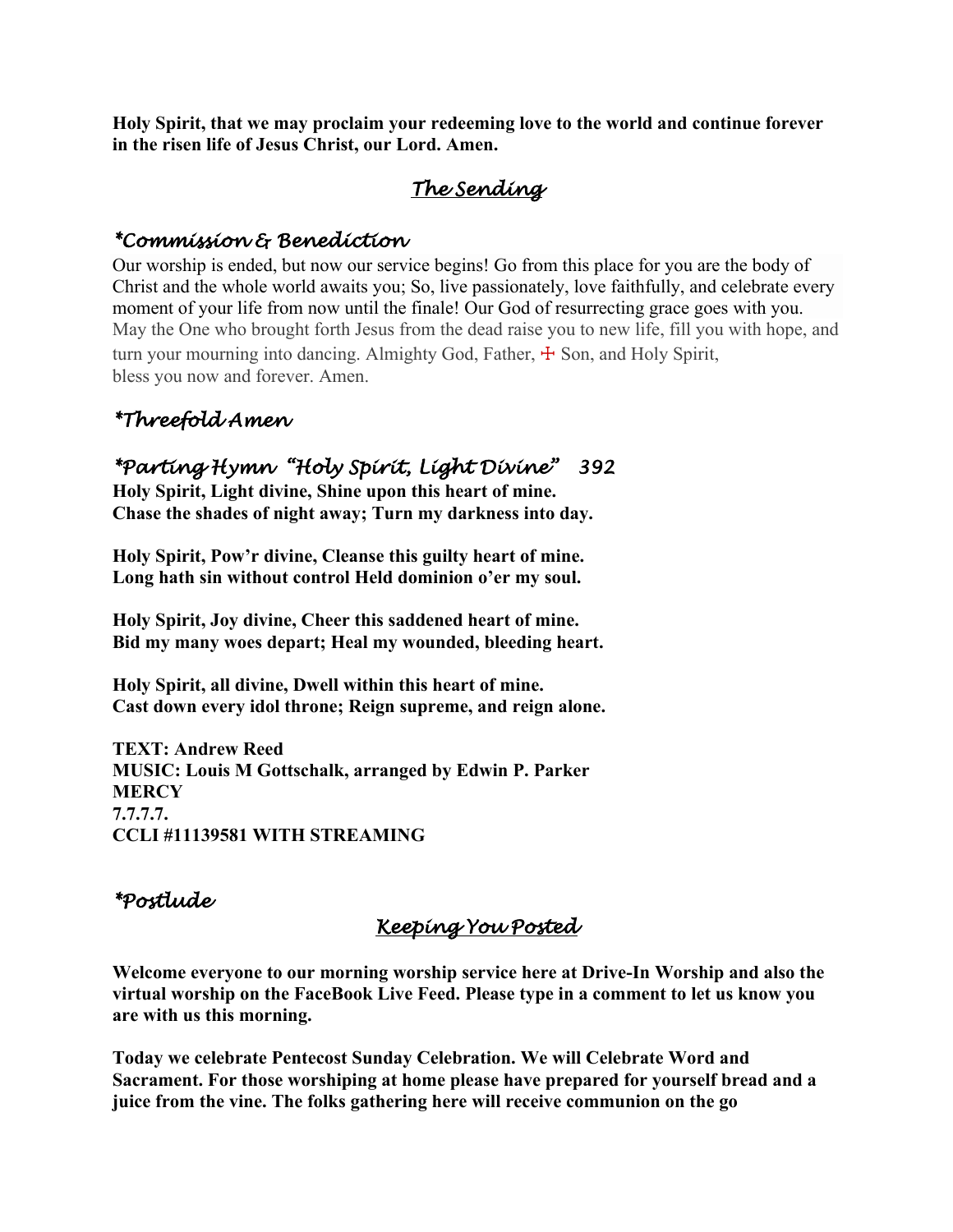**Holy Spirit, that we may proclaim your redeeming love to the world and continue forever in the risen life of Jesus Christ, our Lord. Amen.**

## *The Sending*

### *\*Commission & Benediction*

Our worship is ended, but now our service begins! Go from this place for you are the body of Christ and the whole world awaits you; So, live passionately, love faithfully, and celebrate every moment of your life from now until the finale! Our God of resurrecting grace goes with you. May the One who brought forth Jesus from the dead raise you to new life, fill you with hope, and turn your mourning into dancing. Almighty God, Father, ☩ Son, and Holy Spirit, bless you now and forever. Amen.

### *\*Threefold Amen*

### *\*Parting Hymn "Holy Spirit, Light Divine" 392*

**Holy Spirit, Light divine, Shine upon this heart of mine.**
**Chase the shades of night away; Turn my darkness into day.**

**Holy Spirit, Pow'r divine, Cleanse this guilty heart of mine.**
**Long hath sin without control Held dominion o'er my soul.**

**Holy Spirit, Joy divine, Cheer this saddened heart of mine.**
**Bid my many woes depart; Heal my wounded, bleeding heart.**

**Holy Spirit, all divine, Dwell within this heart of mine.**
**Cast down every idol throne; Reign supreme, and reign alone.**

**TEXT: Andrew Reed**
**MUSIC: Louis M Gottschalk, arranged by Edwin P. Parker**
**MERCY**
**7.7.7.7.**
**CCLI #11139581 WITH STREAMING**

### *\*Postlude*

## *Keeping You Posted*

**Welcome everyone to our morning worship service here at Drive-In Worship and also the virtual worship on the FaceBook Live Feed. Please type in a comment to let us know you are with us this morning.**

**Today we celebrate Pentecost Sunday Celebration. We will Celebrate Word and Sacrament. For those worshiping at home please have prepared for yourself bread and a juice from the vine. The folks gathering here will receive communion on the go**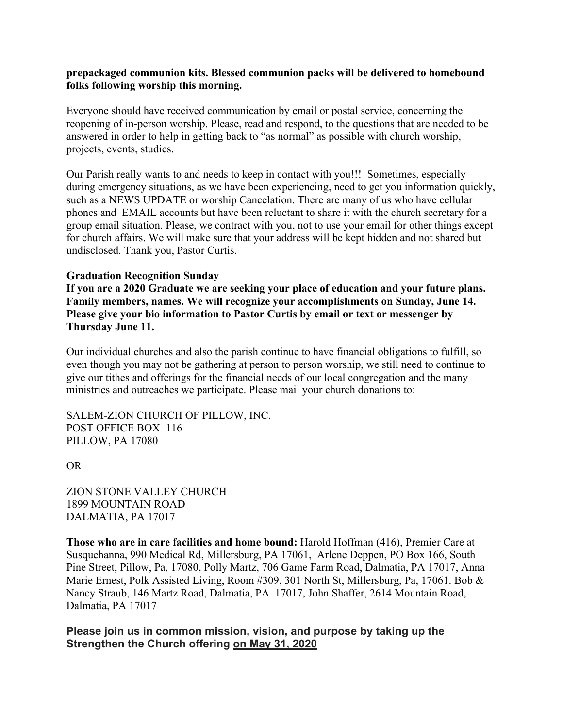**prepackaged communion kits. Blessed communion packs will be delivered to homebound folks following worship this morning.**

Everyone should have received communication by email or postal service, concerning the reopening of in-person worship. Please, read and respond, to the questions that are needed to be answered in order to help in getting back to "as normal" as possible with church worship, projects, events, studies.

Our Parish really wants to and needs to keep in contact with you!!! Sometimes, especially during emergency situations, as we have been experiencing, need to get you information quickly, such as a NEWS UPDATE or worship Cancelation. There are many of us who have cellular phones and EMAIL accounts but have been reluctant to share it with the church secretary for a group email situation. Please, we contract with you, not to use your email for other things except for church affairs. We will make sure that your address will be kept hidden and not shared but undisclosed. Thank you, Pastor Curtis.

**Graduation Recognition Sunday**
**If you are a 2020 Graduate we are seeking your place of education and your future plans. Family members, names. We will recognize your accomplishments on Sunday, June 14. Please give your bio information to Pastor Curtis by email or text or messenger by Thursday June 11.**

Our individual churches and also the parish continue to have financial obligations to fulfill, so even though you may not be gathering at person to person worship, we still need to continue to give our tithes and offerings for the financial needs of our local congregation and the many ministries and outreaches we participate. Please mail your church donations to:

SALEM-ZION CHURCH OF PILLOW, INC.
POST OFFICE BOX 116
PILLOW, PA 17080

OR

ZION STONE VALLEY CHURCH
1899 MOUNTAIN ROAD
DALMATIA, PA 17017

**Those who are in care facilities and home bound:** Harold Hoffman (416), Premier Care at Susquehanna, 990 Medical Rd, Millersburg, PA 17061, Arlene Deppen, PO Box 166, South Pine Street, Pillow, Pa, 17080, Polly Martz, 706 Game Farm Road, Dalmatia, PA 17017, Anna Marie Ernest, Polk Assisted Living, Room #309, 301 North St, Millersburg, Pa, 17061. Bob & Nancy Straub, 146 Martz Road, Dalmatia, PA 17017, John Shaffer, 2614 Mountain Road, Dalmatia, PA 17017

**Please join us in common mission, vision, and purpose by taking up the Strengthen the Church offering <u>on May 31, 2020</u>**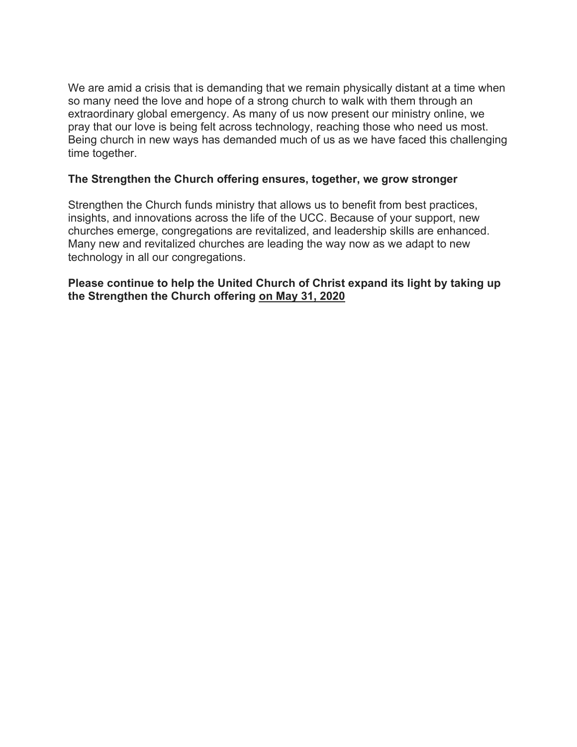We are amid a crisis that is demanding that we remain physically distant at a time when so many need the love and hope of a strong church to walk with them through an extraordinary global emergency. As many of us now present our ministry online, we pray that our love is being felt across technology, reaching those who need us most. Being church in new ways has demanded much of us as we have faced this challenging time together.

**The Strengthen the Church offering ensures, together, we grow stronger**

Strengthen the Church funds ministry that allows us to benefit from best practices, insights, and innovations across the life of the UCC. Because of your support, new churches emerge, congregations are revitalized, and leadership skills are enhanced. Many new and revitalized churches are leading the way now as we adapt to new technology in all our congregations.

**Please continue to help the United Church of Christ expand its light by taking up the Strengthen the Church offering <u>on May 31, 2020</u>**